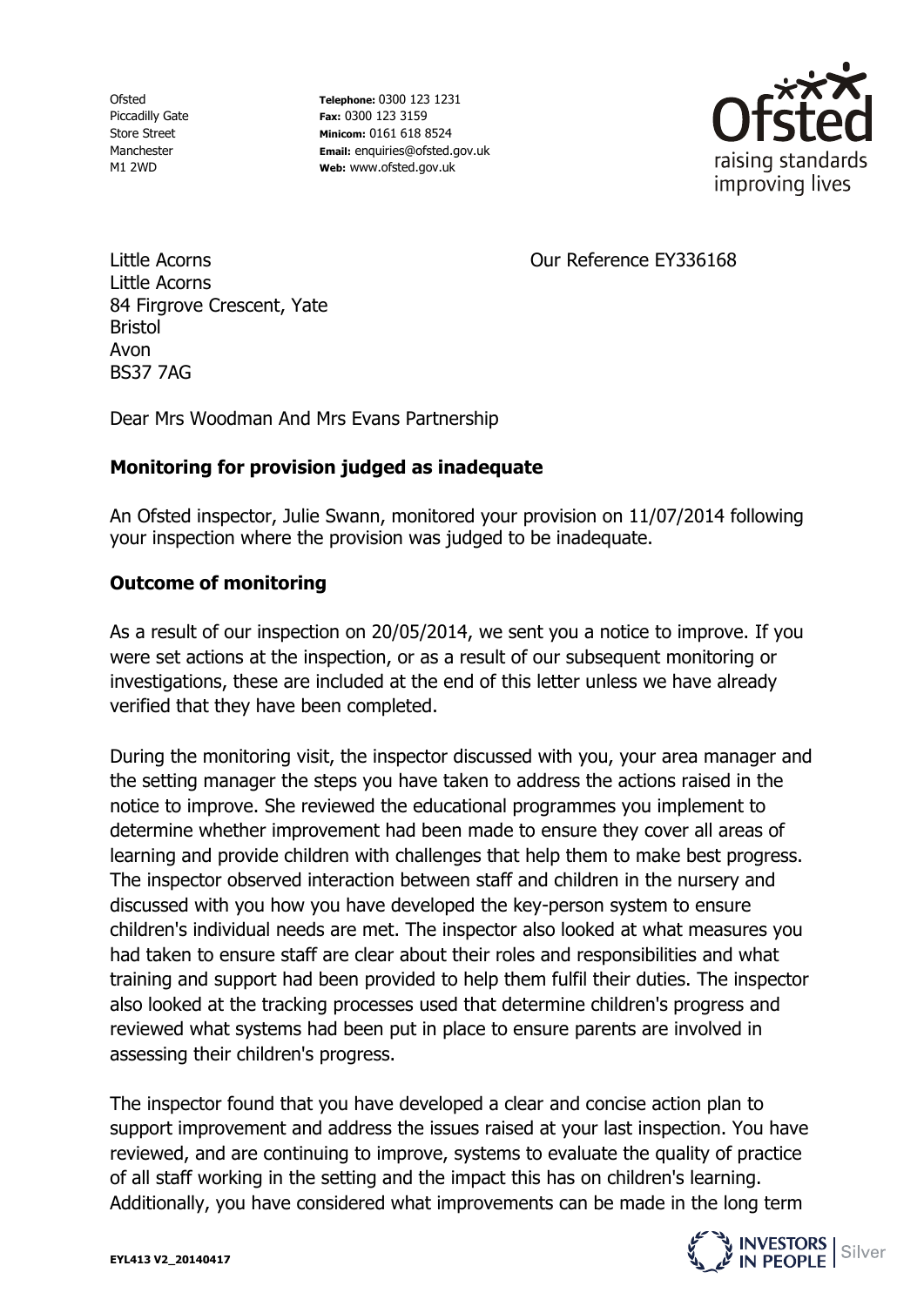Ofsted
Piccadilly Gate
Store Street
Manchester
M1 2WD

**Telephone:** 0300 123 1231
**Fax:** 0300 123 3159
**Minicom:** 0161 618 8524
**Email:** enquiries@ofsted.gov.uk
**Web:** www.ofsted.gov.uk

raising standards improving lives

Little Acorns
Little Acorns
84 Firgrove Crescent, Yate
Bristol
Avon
BS37 7AG

Our Reference EY336168

Dear Mrs Woodman And Mrs Evans Partnership

**Monitoring for provision judged as inadequate**

An Ofsted inspector, Julie Swann, monitored your provision on 11/07/2014 following your inspection where the provision was judged to be inadequate.

**Outcome of monitoring**

As a result of our inspection on 20/05/2014, we sent you a notice to improve. If you were set actions at the inspection, or as a result of our subsequent monitoring or investigations, these are included at the end of this letter unless we have already verified that they have been completed.

During the monitoring visit, the inspector discussed with you, your area manager and the setting manager the steps you have taken to address the actions raised in the notice to improve. She reviewed the educational programmes you implement to determine whether improvement had been made to ensure they cover all areas of learning and provide children with challenges that help them to make best progress. The inspector observed interaction between staff and children in the nursery and discussed with you how you have developed the key-person system to ensure children's individual needs are met. The inspector also looked at what measures you had taken to ensure staff are clear about their roles and responsibilities and what training and support had been provided to help them fulfil their duties. The inspector also looked at the tracking processes used that determine children's progress and reviewed what systems had been put in place to ensure parents are involved in assessing their children's progress.

The inspector found that you have developed a clear and concise action plan to support improvement and address the issues raised at your last inspection. You have reviewed, and are continuing to improve, systems to evaluate the quality of practice of all staff working in the setting and the impact this has on children's learning. Additionally, you have considered what improvements can be made in the long term

EYL413 V2_20140417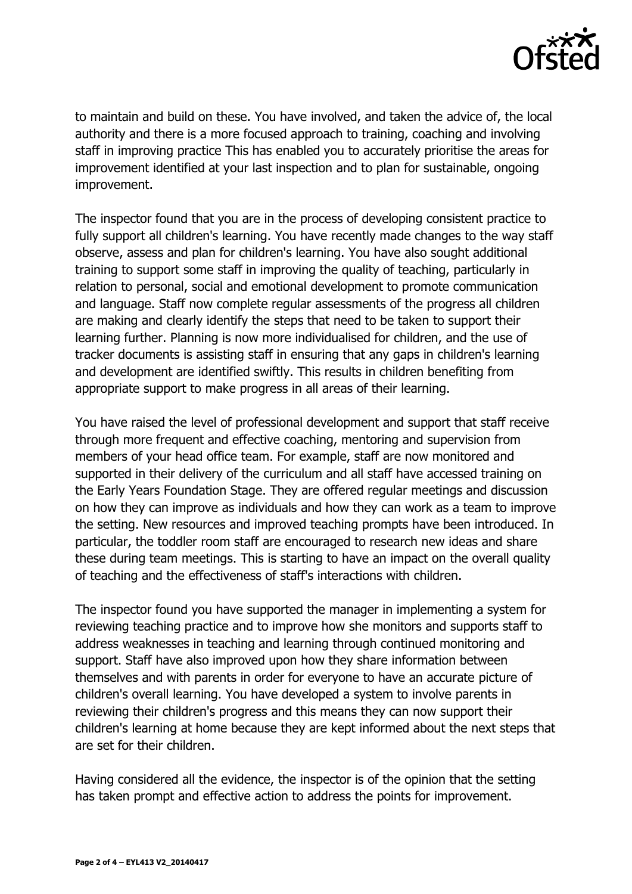to maintain and build on these. You have involved, and taken the advice of, the local authority and there is a more focused approach to training, coaching and involving staff in improving practice This has enabled you to accurately prioritise the areas for improvement identified at your last inspection and to plan for sustainable, ongoing improvement.

The inspector found that you are in the process of developing consistent practice to fully support all children's learning. You have recently made changes to the way staff observe, assess and plan for children's learning. You have also sought additional training to support some staff in improving the quality of teaching, particularly in relation to personal, social and emotional development to promote communication and language. Staff now complete regular assessments of the progress all children are making and clearly identify the steps that need to be taken to support their learning further. Planning is now more individualised for children, and the use of tracker documents is assisting staff in ensuring that any gaps in children's learning and development are identified swiftly. This results in children benefiting from appropriate support to make progress in all areas of their learning.

You have raised the level of professional development and support that staff receive through more frequent and effective coaching, mentoring and supervision from members of your head office team. For example, staff are now monitored and supported in their delivery of the curriculum and all staff have accessed training on the Early Years Foundation Stage. They are offered regular meetings and discussion on how they can improve as individuals and how they can work as a team to improve the setting. New resources and improved teaching prompts have been introduced. In particular, the toddler room staff are encouraged to research new ideas and share these during team meetings. This is starting to have an impact on the overall quality of teaching and the effectiveness of staff's interactions with children.

The inspector found you have supported the manager in implementing a system for reviewing teaching practice and to improve how she monitors and supports staff to address weaknesses in teaching and learning through continued monitoring and support. Staff have also improved upon how they share information between themselves and with parents in order for everyone to have an accurate picture of children's overall learning. You have developed a system to involve parents in reviewing their children's progress and this means they can now support their children's learning at home because they are kept informed about the next steps that are set for their children.

Having considered all the evidence, the inspector is of the opinion that the setting has taken prompt and effective action to address the points for improvement.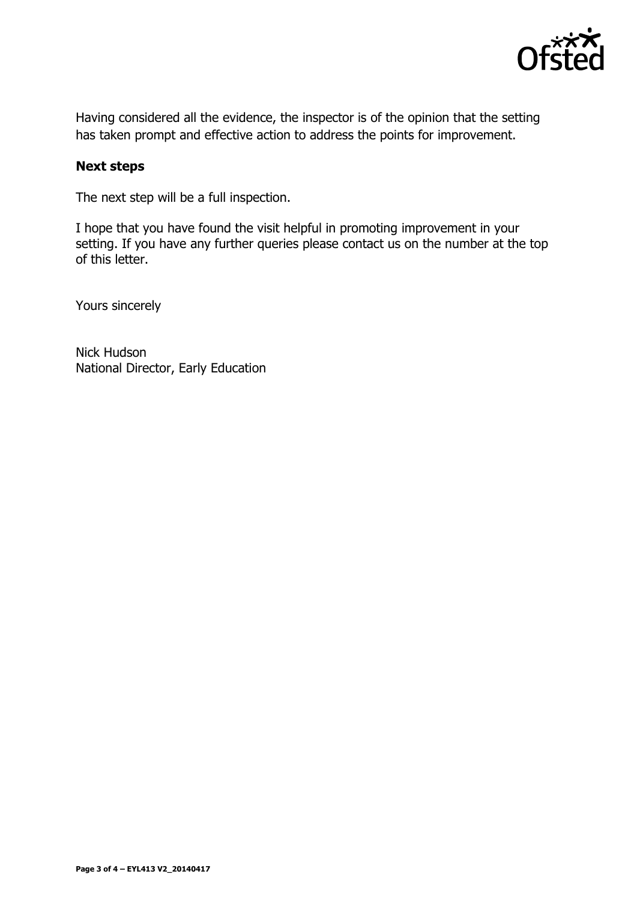Having considered all the evidence, the inspector is of the opinion that the setting has taken prompt and effective action to address the points for improvement.

**Next steps**

The next step will be a full inspection.

I hope that you have found the visit helpful in promoting improvement in your setting. If you have any further queries please contact us on the number at the top of this letter.

Yours sincerely

Nick Hudson
National Director, Early Education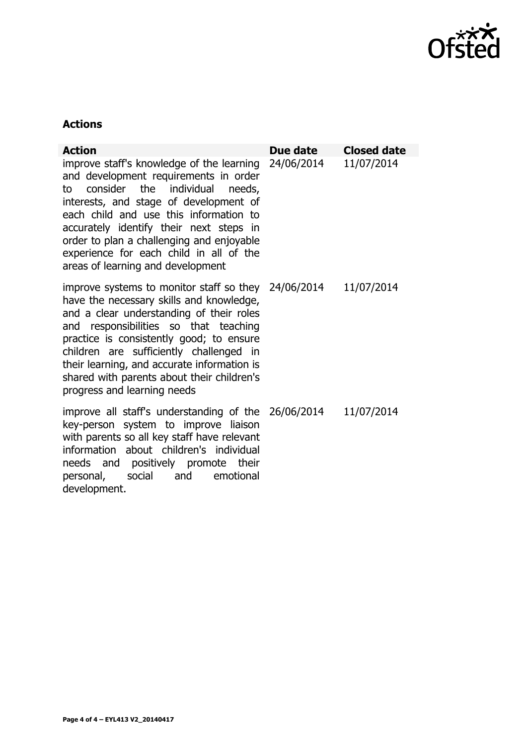## Actions

| Action | Due date | Closed date |
|---|---|---|
| improve staff's knowledge of the learning and development requirements in order to consider the individual needs, interests, and stage of development of each child and use this information to accurately identify their next steps in order to plan a challenging and enjoyable experience for each child in all of the areas of learning and development | 24/06/2014 | 11/07/2014 |
| improve systems to monitor staff so they have the necessary skills and knowledge, and a clear understanding of their roles and responsibilities so that teaching practice is consistently good; to ensure children are sufficiently challenged in their learning, and accurate information is shared with parents about their children's progress and learning needs | 24/06/2014 | 11/07/2014 |
| improve all staff's understanding of the key-person system to improve liaison with parents so all key staff have relevant information about children's individual needs and positively promote their personal, social and emotional development. | 26/06/2014 | 11/07/2014 |